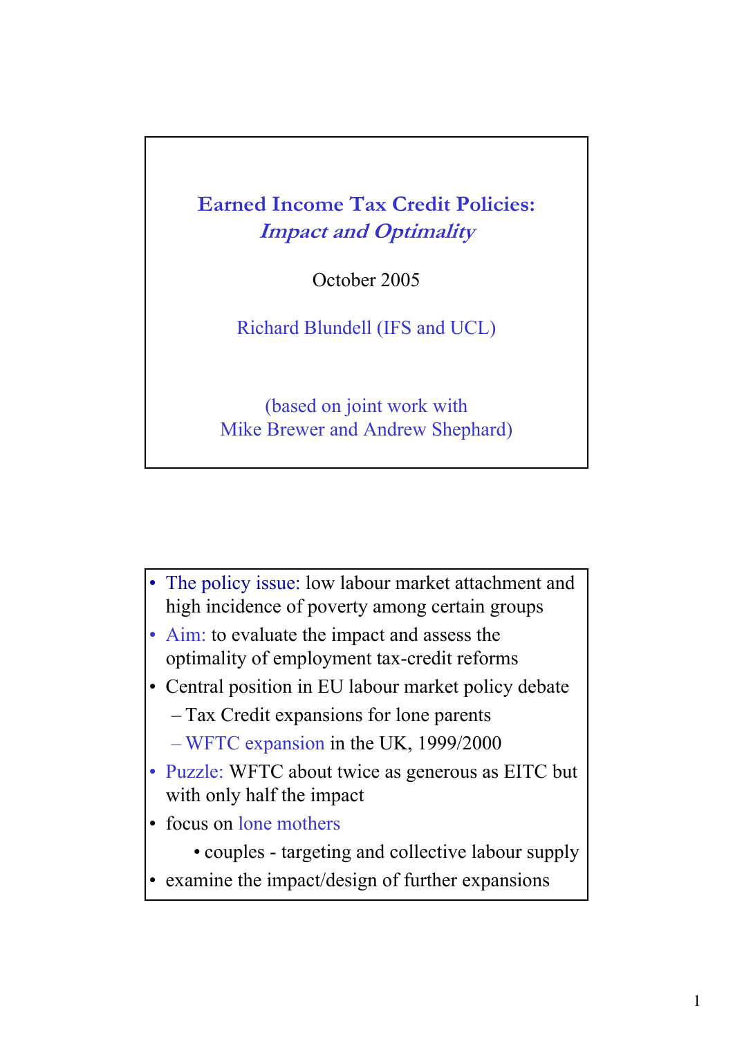# Earned Income Tax Credit Policies: *Impact and Optimality*

October 2005

Richard Blundell (IFS and UCL)

(based on joint work with
Mike Brewer and Andrew Shephard)

---

- The policy issue: low labour market attachment and high incidence of poverty among certain groups
- Aim: to evaluate the impact and assess the optimality of employment tax-credit reforms
- Central position in EU labour market policy debate
  - Tax Credit expansions for lone parents
  - WFTC expansion in the UK, 1999/2000
- Puzzle: WFTC about twice as generous as EITC but with only half the impact
- focus on lone mothers
  - couples - targeting and collective labour supply
- examine the impact/design of further expansions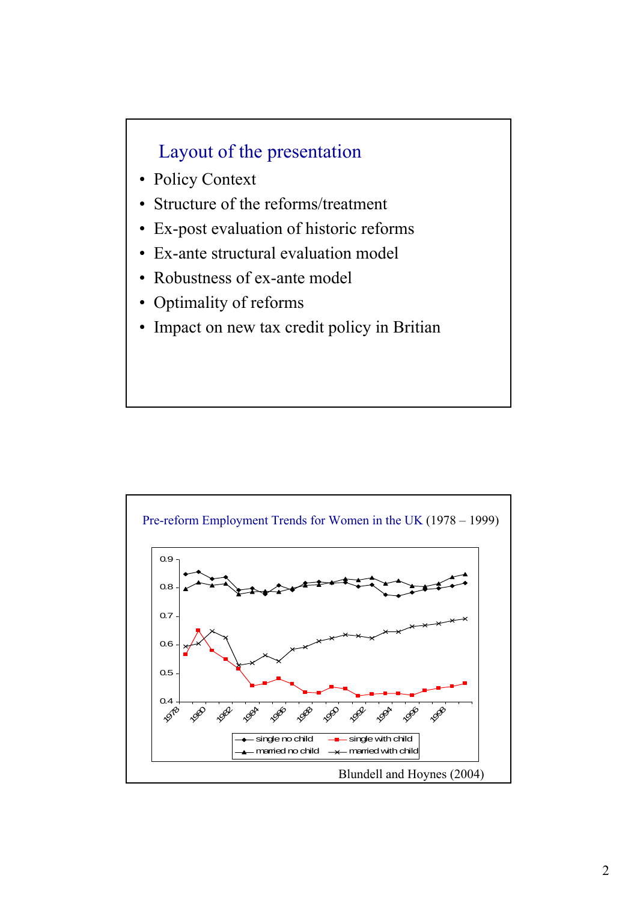## Layout of the presentation

- Policy Context
- Structure of the reforms/treatment
- Ex-post evaluation of historic reforms
- Ex-ante structural evaluation model
- Robustness of ex-ante model
- Optimality of reforms
- Impact on new tax credit policy in Britian

## Pre-reform Employment Trends for Women in the UK (1978 – 1999)

Legend: single no child; single with child; married no child; married with child

Blundell and Hoynes (2004)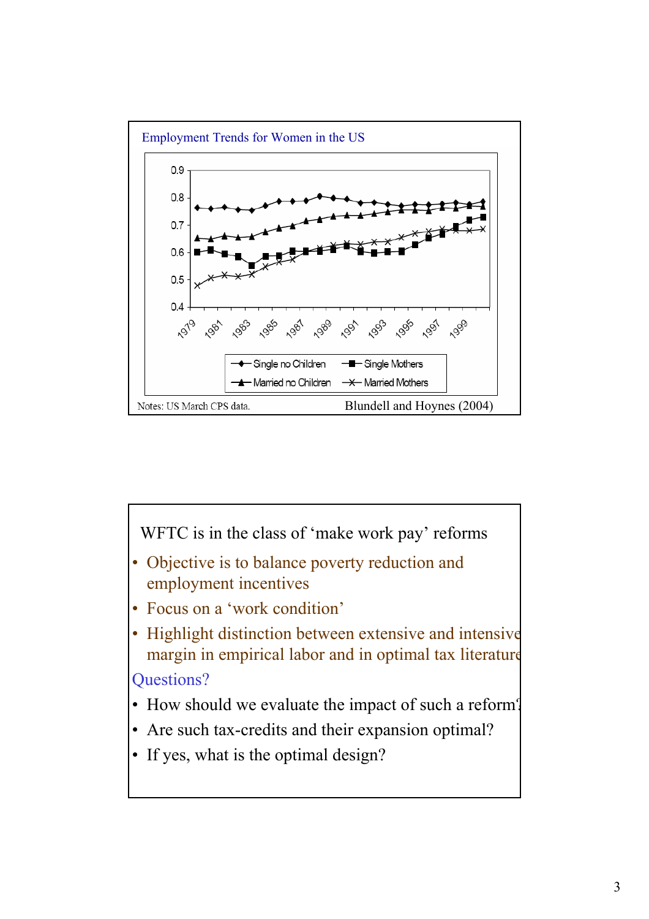## Employment Trends for Women in the US

Legend: Single no Children; Single Mothers; Married no Children; Married Mothers

Notes: US March CPS data.

Blundell and Hoynes (2004)

---

WFTC is in the class of 'make work pay' reforms

- Objective is to balance poverty reduction and employment incentives
- Focus on a 'work condition'
- Highlight distinction between extensive and intensive margin in empirical labor and in optimal tax literature

Questions?

- How should we evaluate the impact of such a reform?
- Are such tax-credits and their expansion optimal?
- If yes, what is the optimal design?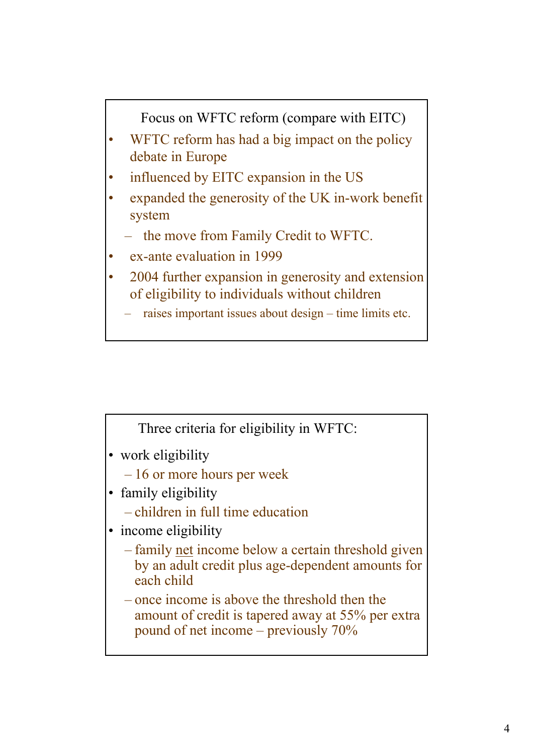## Focus on WFTC reform (compare with EITC)

- WFTC reform has had a big impact on the policy debate in Europe
- influenced by EITC expansion in the US
- expanded the generosity of the UK in-work benefit system
  - the move from Family Credit to WFTC.
- ex-ante evaluation in 1999
- 2004 further expansion in generosity and extension of eligibility to individuals without children
  - raises important issues about design – time limits etc.

## Three criteria for eligibility in WFTC:

- work eligibility
  - 16 or more hours per week
- family eligibility
  - children in full time education
- income eligibility
  - family <u>net</u> income below a certain threshold given by an adult credit plus age-dependent amounts for each child
  - once income is above the threshold then the amount of credit is tapered away at 55% per extra pound of net income – previously 70%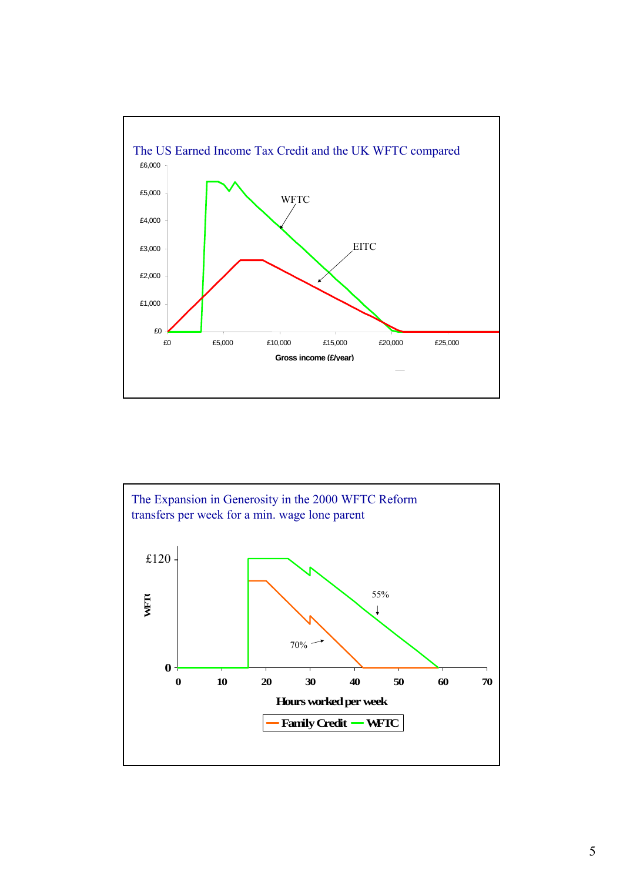The US Earned Income Tax Credit and the UK WFTC compared

£6,000

£5,000

£4,000

£3,000

£2,000

£1,000

£0

£0 £5,000 £10,000 £15,000 £20,000 £25,000

Gross income (£/year)

WFTC

EITC

The Expansion in Generosity in the 2000 WFTC Reform
transfers per week for a min. wage lone parent

£120

0

WFTC

0 10 20 30 40 50 60 70

Hours worked per week

55%

70%

Family Credit WFTC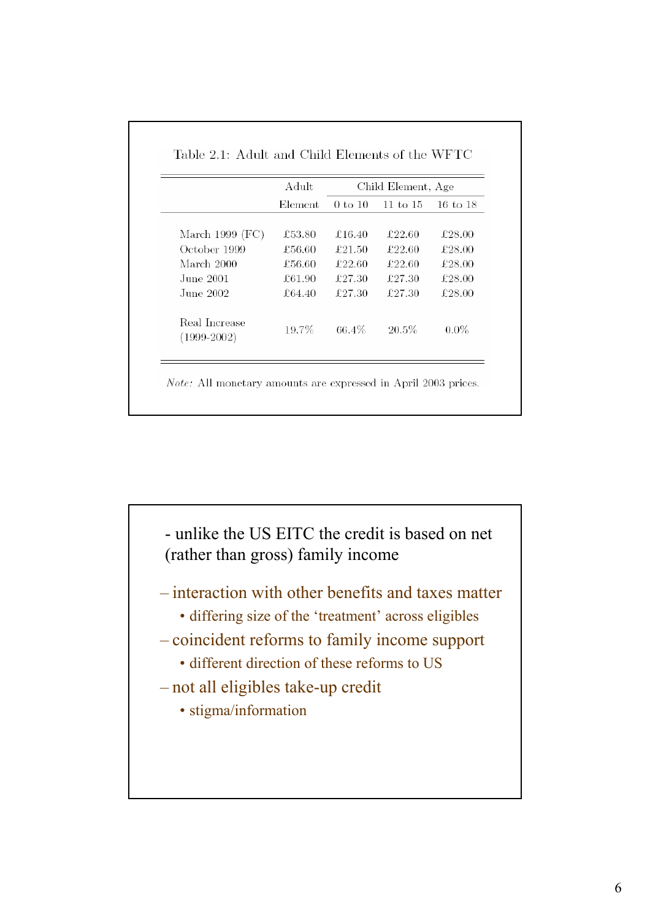Table 2.1: Adult and Child Elements of the WFTC

| | Adult | Child Element, Age | | |
|---|---|---|---|---|
| | Element | 0 to 10 | 11 to 15 | 16 to 18 |
| March 1999 (FC) | £53.80 | £16.40 | £22.60 | £28.00 |
| October 1999 | £56.60 | £21.50 | £22.60 | £28.00 |
| March 2000 | £56.60 | £22.60 | £22.60 | £28.00 |
| June 2001 | £61.90 | £27.30 | £27.30 | £28.00 |
| June 2002 | £64.40 | £27.30 | £27.30 | £28.00 |
| Real Increase (1999-2002) | 19.7% | 66.4% | 20.5% | 0.0% |

*Note:* All monetary amounts are expressed in April 2003 prices.

- unlike the US EITC the credit is based on net (rather than gross) family income

– interaction with other benefits and taxes matter
  - differing size of the 'treatment' across eligibles

– coincident reforms to family income support
  - different direction of these reforms to US

– not all eligibles take-up credit
  - stigma/information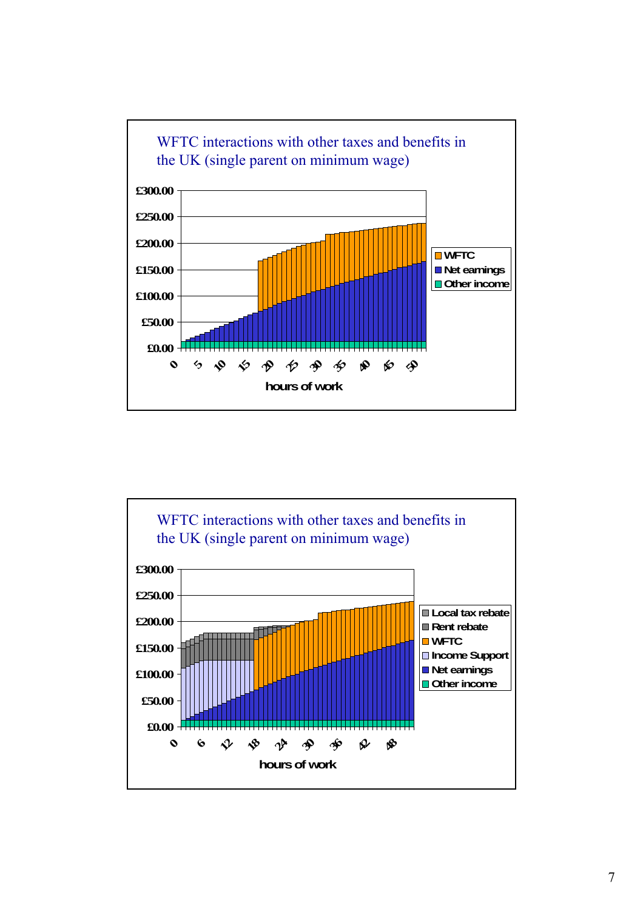## WFTC interactions with other taxes and benefits in the UK (single parent on minimum wage)

£300.00
£250.00
£200.00
£150.00
£100.00
£50.00
£0.00

0 5 10 15 20 25 30 35 40 45 50

hours of work

- WFTC
- Net earnings
- Other income

## WFTC interactions with other taxes and benefits in the UK (single parent on minimum wage)

£300.00
£250.00
£200.00
£150.00
£100.00
£50.00
£0.00

0 6 12 18 24 30 36 42 48

hours of work

- Local tax rebate
- Rent rebate
- WFTC
- Income Support
- Net earnings
- Other income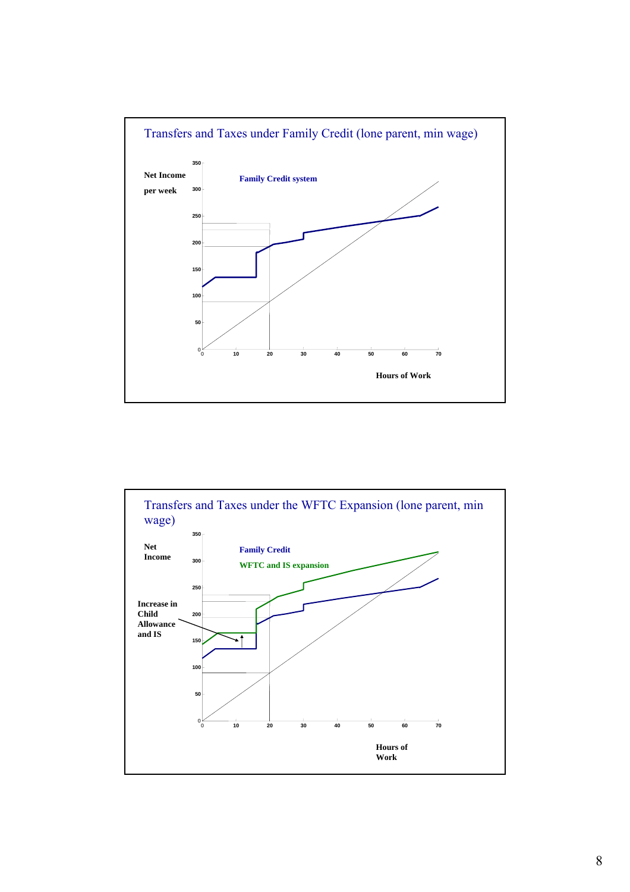## Transfers and Taxes under Family Credit (lone parent, min wage)

Net Income per week

Family Credit system

Hours of Work

## Transfers and Taxes under the WFTC Expansion (lone parent, min wage)

Net Income

Family Credit

WFTC and IS expansion

Increase in Child Allowance and IS

Hours of Work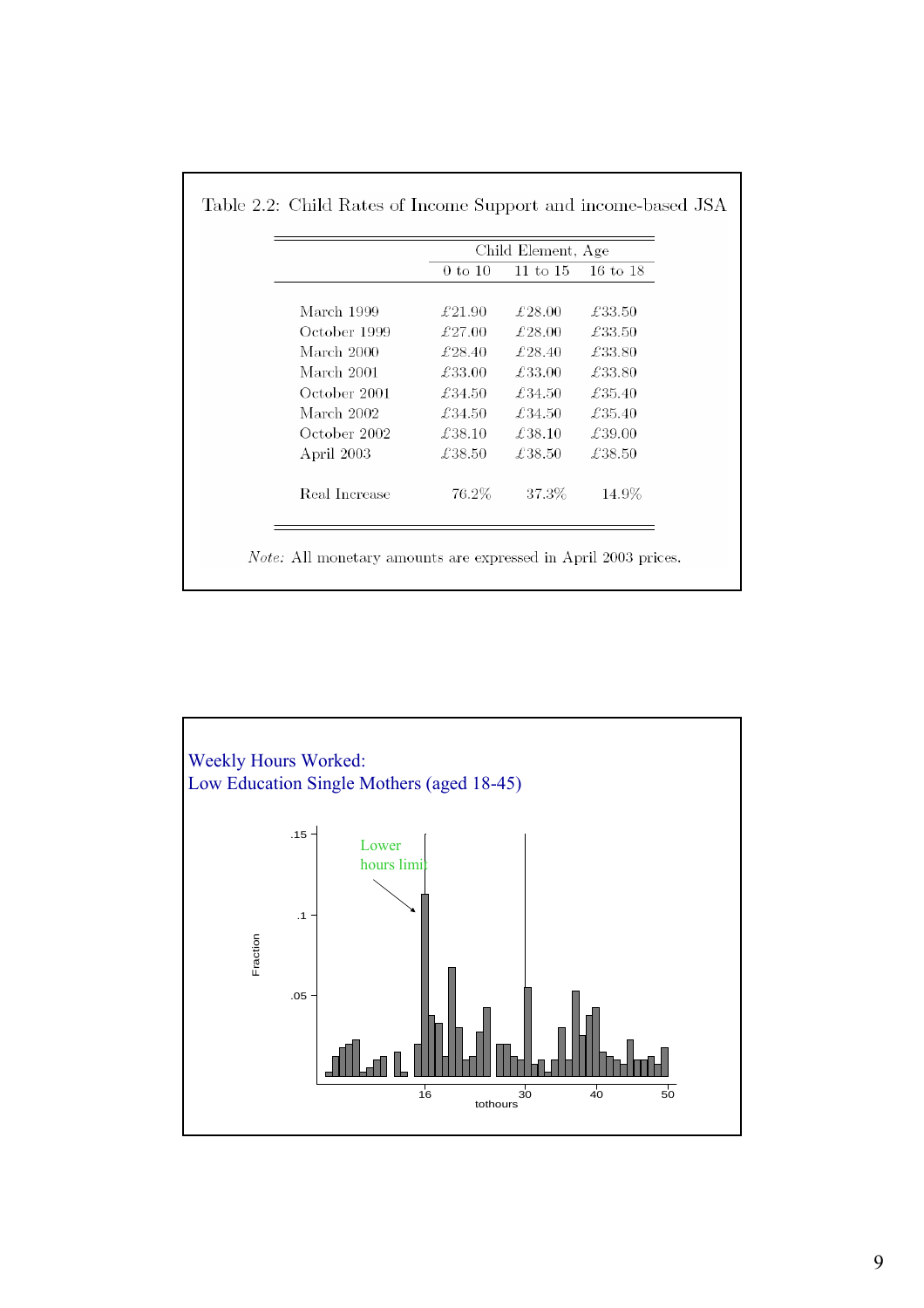Table 2.2: Child Rates of Income Support and income-based JSA

| | Child Element, Age | | |
|---|---|---|---|
| | 0 to 10 | 11 to 15 | 16 to 18 |
| March 1999 | £21.90 | £28.00 | £33.50 |
| October 1999 | £27.00 | £28.00 | £33.50 |
| March 2000 | £28.40 | £28.40 | £33.80 |
| March 2001 | £33.00 | £33.00 | £33.80 |
| October 2001 | £34.50 | £34.50 | £35.40 |
| March 2002 | £34.50 | £34.50 | £35.40 |
| October 2002 | £38.10 | £38.10 | £39.00 |
| April 2003 | £38.50 | £38.50 | £38.50 |
| Real Increase | 76.2% | 37.3% | 14.9% |

*Note:* All monetary amounts are expressed in April 2003 prices.

Weekly Hours Worked:
Low Education Single Mothers (aged 18-45)

Lower hours limit

Fraction

tothours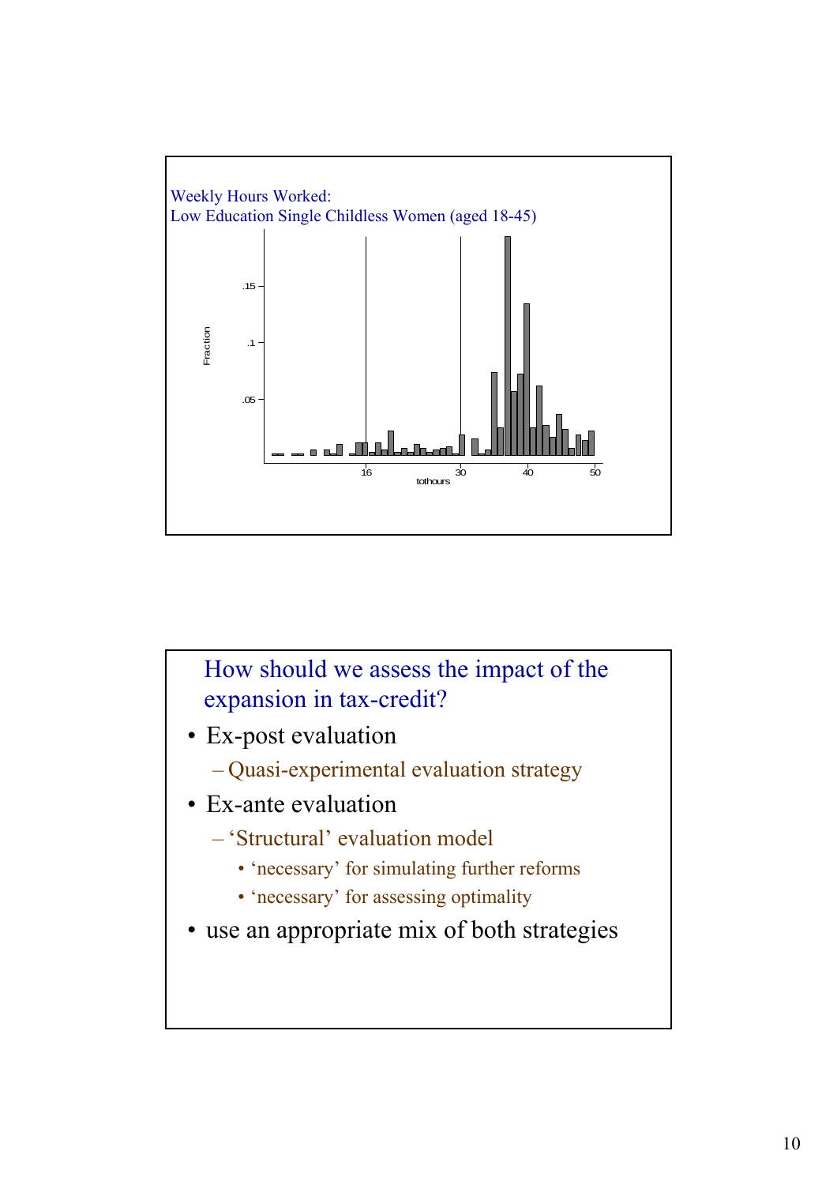Weekly Hours Worked:
Low Education Single Childless Women (aged 18-45)

Fraction

.15

.1

.05

16 30 40 50

tothours

## How should we assess the impact of the expansion in tax-credit?

- Ex-post evaluation
  - Quasi-experimental evaluation strategy
- Ex-ante evaluation
  - 'Structural' evaluation model
    - 'necessary' for simulating further reforms
    - 'necessary' for assessing optimality
- use an appropriate mix of both strategies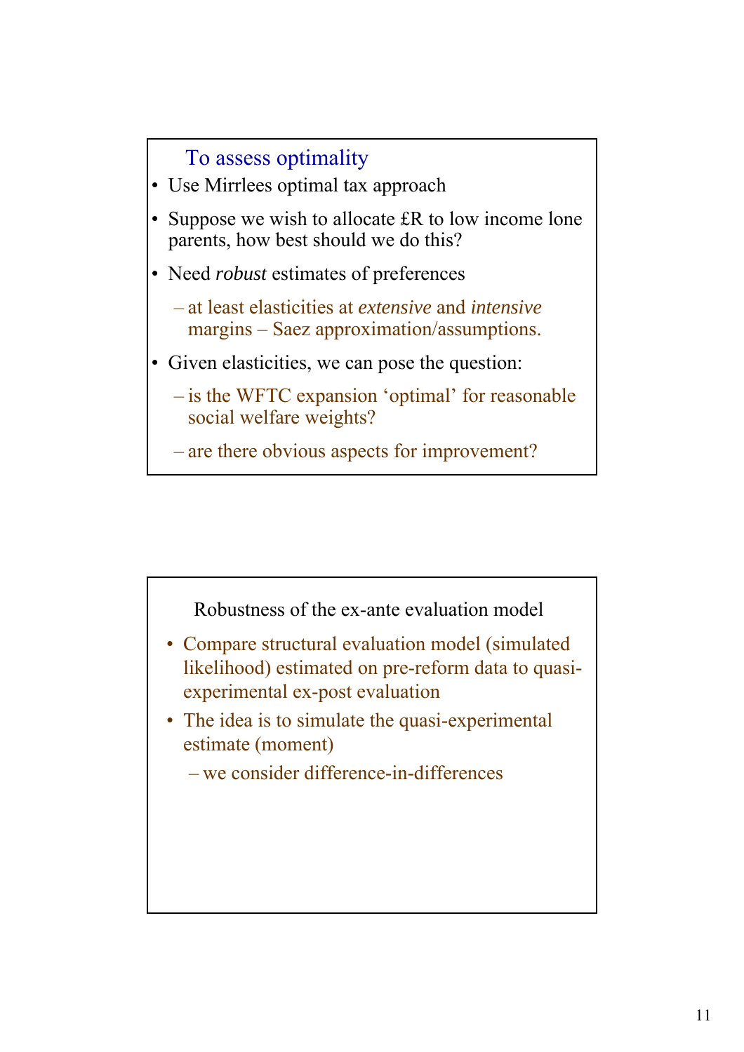## To assess optimality

- Use Mirrlees optimal tax approach
- Suppose we wish to allocate £R to low income lone parents, how best should we do this?
- Need *robust* estimates of preferences
  - at least elasticities at *extensive* and *intensive* margins – Saez approximation/assumptions.
- Given elasticities, we can pose the question:
  - is the WFTC expansion 'optimal' for reasonable social welfare weights?
  - are there obvious aspects for improvement?

## Robustness of the ex-ante evaluation model

- Compare structural evaluation model (simulated likelihood) estimated on pre-reform data to quasi-experimental ex-post evaluation
- The idea is to simulate the quasi-experimental estimate (moment)
  - we consider difference-in-differences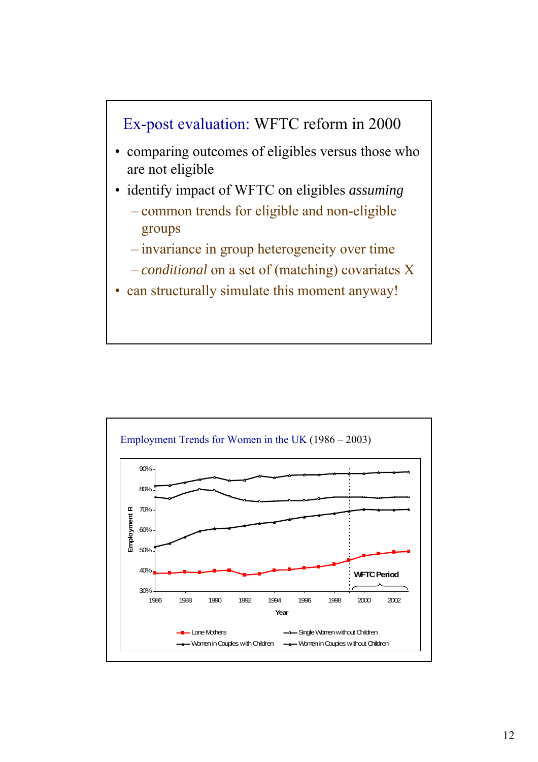## Ex-post evaluation: WFTC reform in 2000

- comparing outcomes of eligibles versus those who are not eligible
- identify impact of WFTC on eligibles *assuming*
  - common trends for eligible and non-eligible groups
  - invariance in group heterogeneity over time
  - *conditional* on a set of (matching) covariates X
- can structurally simulate this moment anyway!

## Employment Trends for Women in the UK (1986 – 2003)

Employment R (30%–90%) by Year (1986–2002); WFTC Period marked from 1999 onward.

Legend: Lone Mothers; Single Women without Children; Women in Couples with Children; Women in Couples without Children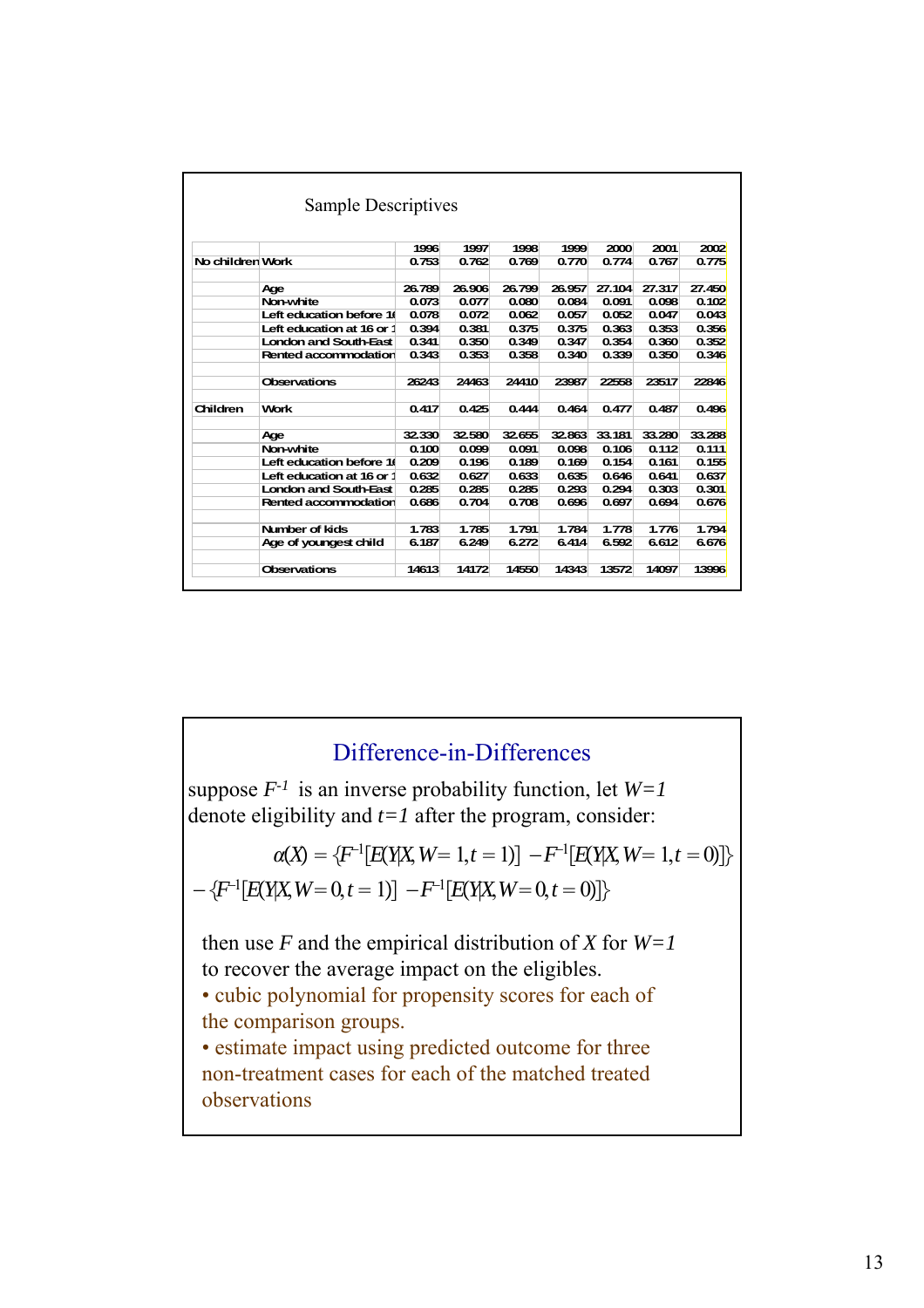## Sample Descriptives

| | | 1996 | 1997 | 1998 | 1999 | 2000 | 2001 | 2002 |
|---|---|---|---|---|---|---|---|---|
| No children | Work | 0.753 | 0.762 | 0.769 | 0.770 | 0.774 | 0.767 | 0.775 |
| | | | | | | | | |
| | Age | 26.789 | 26.906 | 26.799 | 26.957 | 27.104 | 27.317 | 27.450 |
| | Non-white | 0.073 | 0.077 | 0.080 | 0.084 | 0.091 | 0.098 | 0.102 |
| | Left education before 16 | 0.078 | 0.072 | 0.062 | 0.057 | 0.052 | 0.047 | 0.043 |
| | Left education at 16 or 1 | 0.394 | 0.381 | 0.375 | 0.375 | 0.363 | 0.353 | 0.356 |
| | London and South-East | 0.341 | 0.350 | 0.349 | 0.347 | 0.354 | 0.360 | 0.352 |
| | Rented accommodation | 0.343 | 0.353 | 0.358 | 0.340 | 0.339 | 0.350 | 0.346 |
| | | | | | | | | |
| | Observations | 26243 | 24463 | 24410 | 23987 | 22558 | 23517 | 22846 |
| | | | | | | | | |
| Children | Work | 0.417 | 0.425 | 0.444 | 0.464 | 0.477 | 0.487 | 0.496 |
| | | | | | | | | |
| | Age | 32.330 | 32.580 | 32.655 | 32.863 | 33.181 | 33.280 | 33.288 |
| | Non-white | 0.100 | 0.099 | 0.091 | 0.098 | 0.106 | 0.112 | 0.111 |
| | Left education before 16 | 0.209 | 0.196 | 0.189 | 0.169 | 0.154 | 0.161 | 0.155 |
| | Left education at 16 or 1 | 0.632 | 0.627 | 0.633 | 0.635 | 0.646 | 0.641 | 0.637 |
| | London and South-East | 0.285 | 0.285 | 0.285 | 0.293 | 0.294 | 0.303 | 0.301 |
| | Rented accommodation | 0.686 | 0.704 | 0.708 | 0.696 | 0.697 | 0.694 | 0.676 |
| | | | | | | | | |
| | Number of kids | 1.783 | 1.785 | 1.791 | 1.784 | 1.778 | 1.776 | 1.794 |
| | Age of youngest child | 6.187 | 6.249 | 6.272 | 6.414 | 6.592 | 6.612 | 6.676 |
| | | | | | | | | |
| | Observations | 14613 | 14172 | 14550 | 14343 | 13572 | 14097 | 13996 |

## Difference-in-Differences

suppose $F^{-1}$ is an inverse probability function, let $W=1$ denote eligibility and $t=1$ after the program, consider:

$$\alpha(X) = \{F^{-1}[E(Y|X, W=1, t=1)] - F^{-1}[E(Y|X, W=1, t=0)]\}$$
$$- \{F^{-1}[E(Y|X, W=0, t=1)] - F^{-1}[E(Y|X, W=0, t=0)]\}$$

then use $F$ and the empirical distribution of $X$ for $W=1$ to recover the average impact on the eligibles.

- cubic polynomial for propensity scores for each of the comparison groups.
- estimate impact using predicted outcome for three non-treatment cases for each of the matched treated observations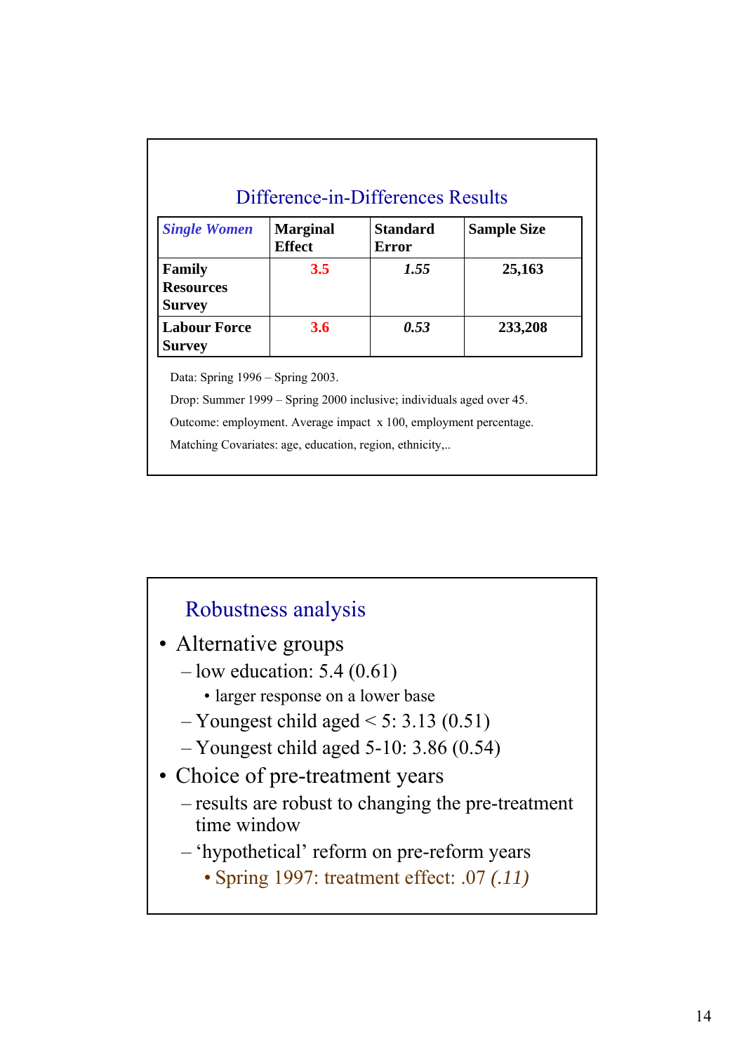## Difference-in-Differences Results

| *Single Women* | Marginal Effect | Standard Error | Sample Size |
|---|---|---|---|
| **Family Resources Survey** | 3.5 | *1.55* | 25,163 |
| **Labour Force Survey** | 3.6 | *0.53* | 233,208 |

Data: Spring 1996 – Spring 2003.

Drop: Summer 1999 – Spring 2000 inclusive; individuals aged over 45.

Outcome: employment. Average impact x 100, employment percentage.

Matching Covariates: age, education, region, ethnicity,..

## Robustness analysis

- Alternative groups
  - low education: 5.4 (0.61)
    - larger response on a lower base
  - Youngest child aged < 5: 3.13 (0.51)
  - Youngest child aged 5-10: 3.86 (0.54)
- Choice of pre-treatment years
  - results are robust to changing the pre-treatment time window
  - 'hypothetical' reform on pre-reform years
    - Spring 1997: treatment effect: .07 *(.11)*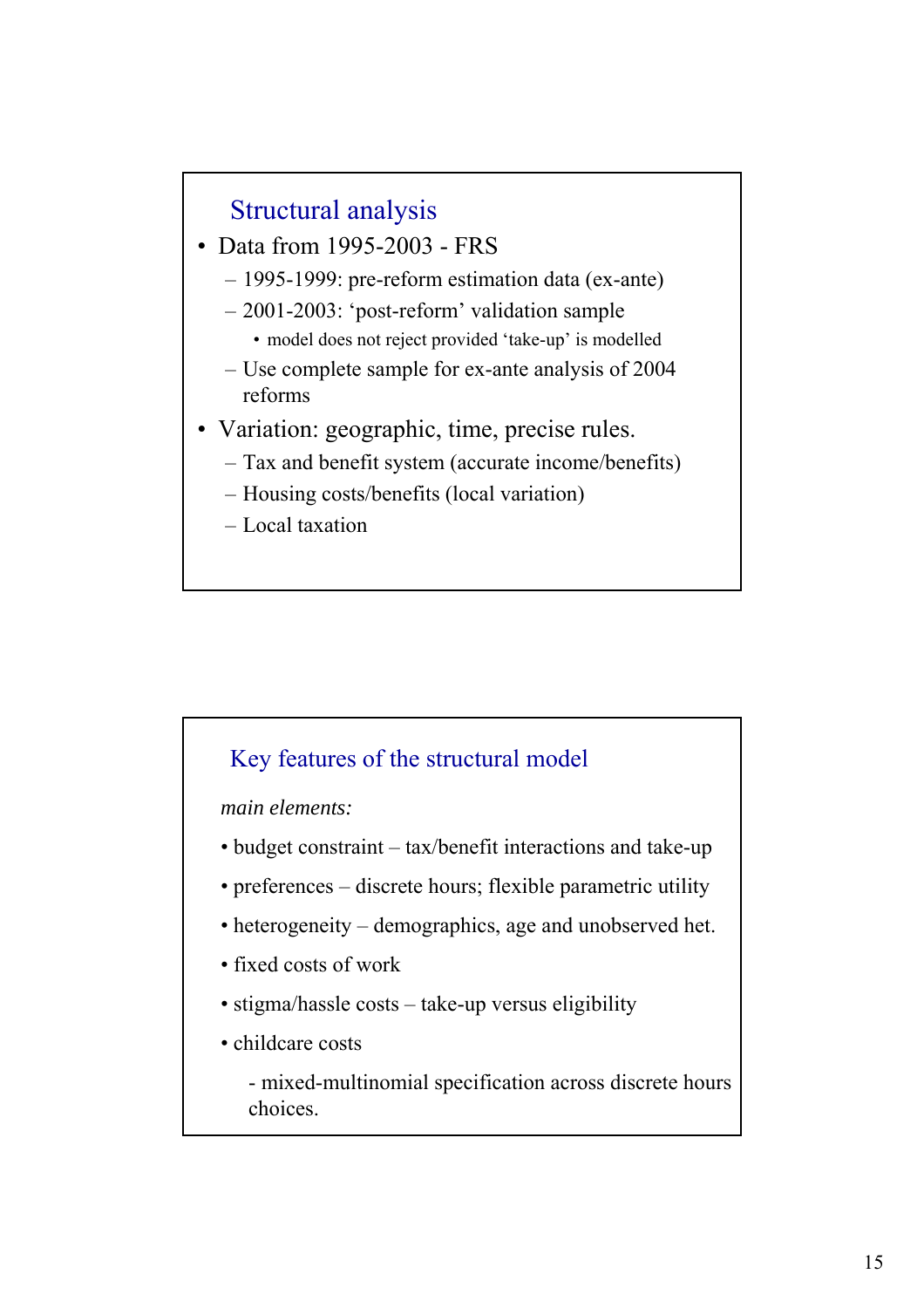## Structural analysis

- Data from 1995-2003 - FRS
  - 1995-1999: pre-reform estimation data (ex-ante)
  - 2001-2003: 'post-reform' validation sample
    - model does not reject provided 'take-up' is modelled
  - Use complete sample for ex-ante analysis of 2004 reforms
- Variation: geographic, time, precise rules.
  - Tax and benefit system (accurate income/benefits)
  - Housing costs/benefits (local variation)
  - Local taxation

## Key features of the structural model

*main elements:*

- budget constraint – tax/benefit interactions and take-up
- preferences – discrete hours; flexible parametric utility
- heterogeneity – demographics, age and unobserved het.
- fixed costs of work
- stigma/hassle costs – take-up versus eligibility
- childcare costs

  - mixed-multinomial specification across discrete hours choices.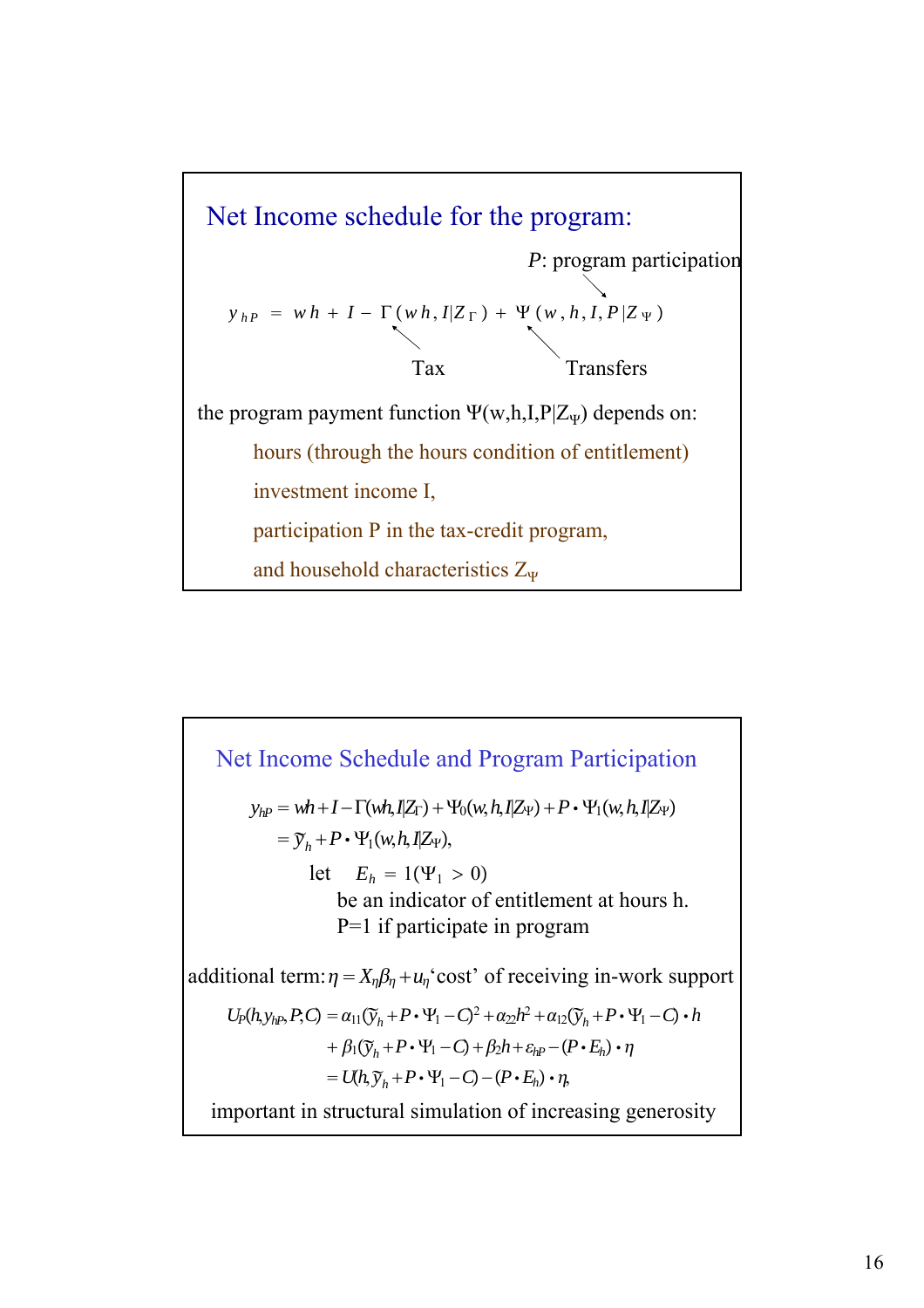## Net Income schedule for the program:

$P$: program participation

$$y_{hP} = wh + I - \Gamma(wh, I|Z_\Gamma) + \Psi(w, h, I, P|Z_\Psi)$$

Tax — $\Gamma$; Transfers — $\Psi$

the program payment function $\Psi(w,h,I,P|Z_\Psi)$ depends on:

- hours (through the hours condition of entitlement)
- investment income I,
- participation P in the tax-credit program,
- and household characteristics $Z_\Psi$

## Net Income Schedule and Program Participation

$$y_{hP} = wh + I - \Gamma(wh, I|Z_\Gamma) + \Psi_0(w,h,I|Z_\Psi) + P \bullet \Psi_1(w,h,I|Z_\Psi)$$
$$= \tilde{y}_h + P \bullet \Psi_1(w,h,I|Z_\Psi),$$

let $E_h = 1(\Psi_1 > 0)$
be an indicator of entitlement at hours h.
P=1 if participate in program

additional term: $\eta = X_\eta \beta_\eta + u_\eta$ 'cost' of receiving in-work support

$$U_P(h, y_{hP}, P, C) = \alpha_{11}(\tilde{y}_h + P \bullet \Psi_1 - C)^2 + \alpha_{22}h^2 + \alpha_{12}(\tilde{y}_h + P \bullet \Psi_1 - C) \bullet h$$
$$+ \beta_1(\tilde{y}_h + P \bullet \Psi_1 - C) + \beta_2 h + \varepsilon_{hP} - (P \bullet E_h) \bullet \eta$$
$$= U(h, \tilde{y}_h + P \bullet \Psi_1 - C) - (P \bullet E_h) \bullet \eta,$$

important in structural simulation of increasing generosity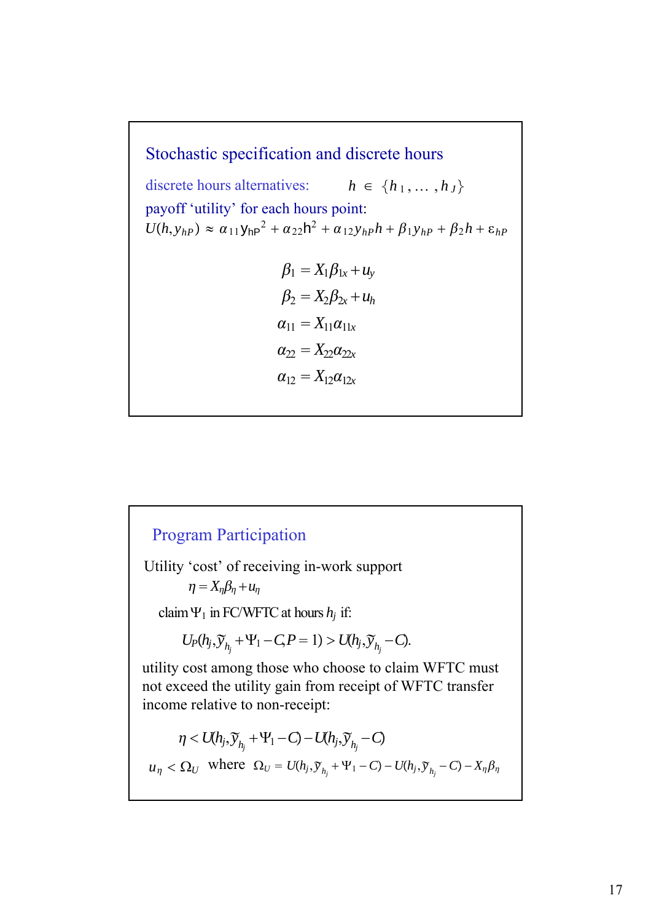## Stochastic specification and discrete hours

discrete hours alternatives: $h \in \{h_1, \ldots, h_J\}$

payoff 'utility' for each hours point:

$$U(h, y_{hP}) \approx \alpha_{11} y_{hP}^2 + \alpha_{22} h^2 + \alpha_{12} y_{hP} h + \beta_1 y_{hP} + \beta_2 h + \varepsilon_{hP}$$

$$\beta_1 = X_1 \beta_{1x} + u_y$$

$$\beta_2 = X_2 \beta_{2x} + u_h$$

$$\alpha_{11} = X_{11} \alpha_{11x}$$

$$\alpha_{22} = X_{22} \alpha_{22x}$$

$$\alpha_{12} = X_{12} \alpha_{12x}$$

## Program Participation

Utility 'cost' of receiving in-work support

$$\eta = X_\eta \beta_\eta + u_\eta$$

claim $\Psi_1$ in FC/WFTC at hours $h_j$ if:

$$U_P(h_j, \tilde{y}_{h_j} + \Psi_1 - C, P = 1) > U(h_j, \tilde{y}_{h_j} - C).$$

utility cost among those who choose to claim WFTC must not exceed the utility gain from receipt of WFTC transfer income relative to non-receipt:

$$\eta < U(h_j, \tilde{y}_{h_j} + \Psi_1 - C) - U(h_j, \tilde{y}_{h_j} - C)$$

$$u_\eta < \Omega_U \quad \text{where} \quad \Omega_U = U(h_j, \tilde{y}_{h_j} + \Psi_1 - C) - U(h_j, \tilde{y}_{h_j} - C) - X_\eta \beta_\eta$$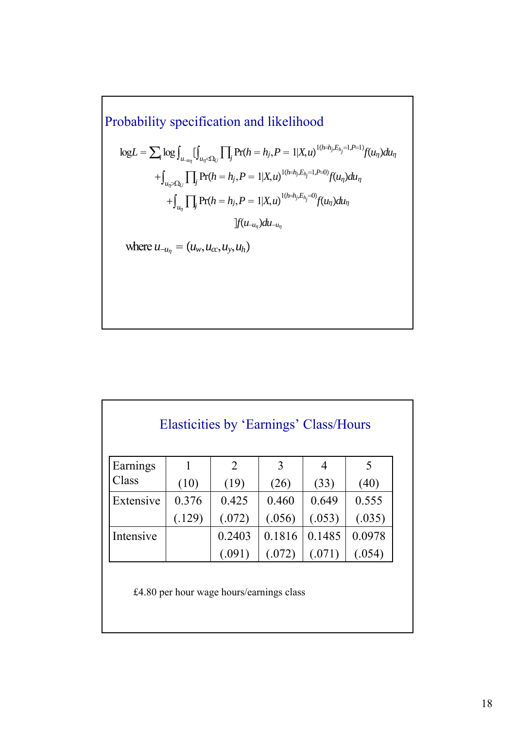## Probability specification and likelihood

$$\log L = \sum_i \log \int_{u_{-u_\eta}} [\int_{u_\eta < \Omega_U} \prod_j \Pr(h = h_j, P = 1 | X, u)^{1(h = h_j, E_{h_j} = 1, P = 1)} f(u_\eta) du_\eta$$

$$+ \int_{u_\eta > \Omega_U} \prod_j \Pr(h = h_j, P = 1 | X, u)^{1(h = h_j, E_{h_j} = 1, P = 0)} f(u_\eta) du_\eta$$

$$+ \int_{u_\eta} \prod_j \Pr(h = h_j, P = 1 | X, u)^{1(h = h_j, E_{h_j} = 0)} f(u_\eta) du_\eta$$

$$] f(u_{-u_\eta}) du_{-u_\eta}$$

where $u_{-u_\eta} = (u_w, u_{cc}, u_y, u_h)$

## Elasticities by 'Earnings' Class/Hours

| Earnings Class | 1 (10) | 2 (19) | 3 (26) | 4 (33) | 5 (40) |
|---|---|---|---|---|---|
| Extensive | 0.376 (.129) | 0.425 (.072) | 0.460 (.056) | 0.649 (.053) | 0.555 (.035) |
| Intensive | | 0.2403 (.091) | 0.1816 (.072) | 0.1485 (.071) | 0.0978 (.054) |

£4.80 per hour wage hours/earnings class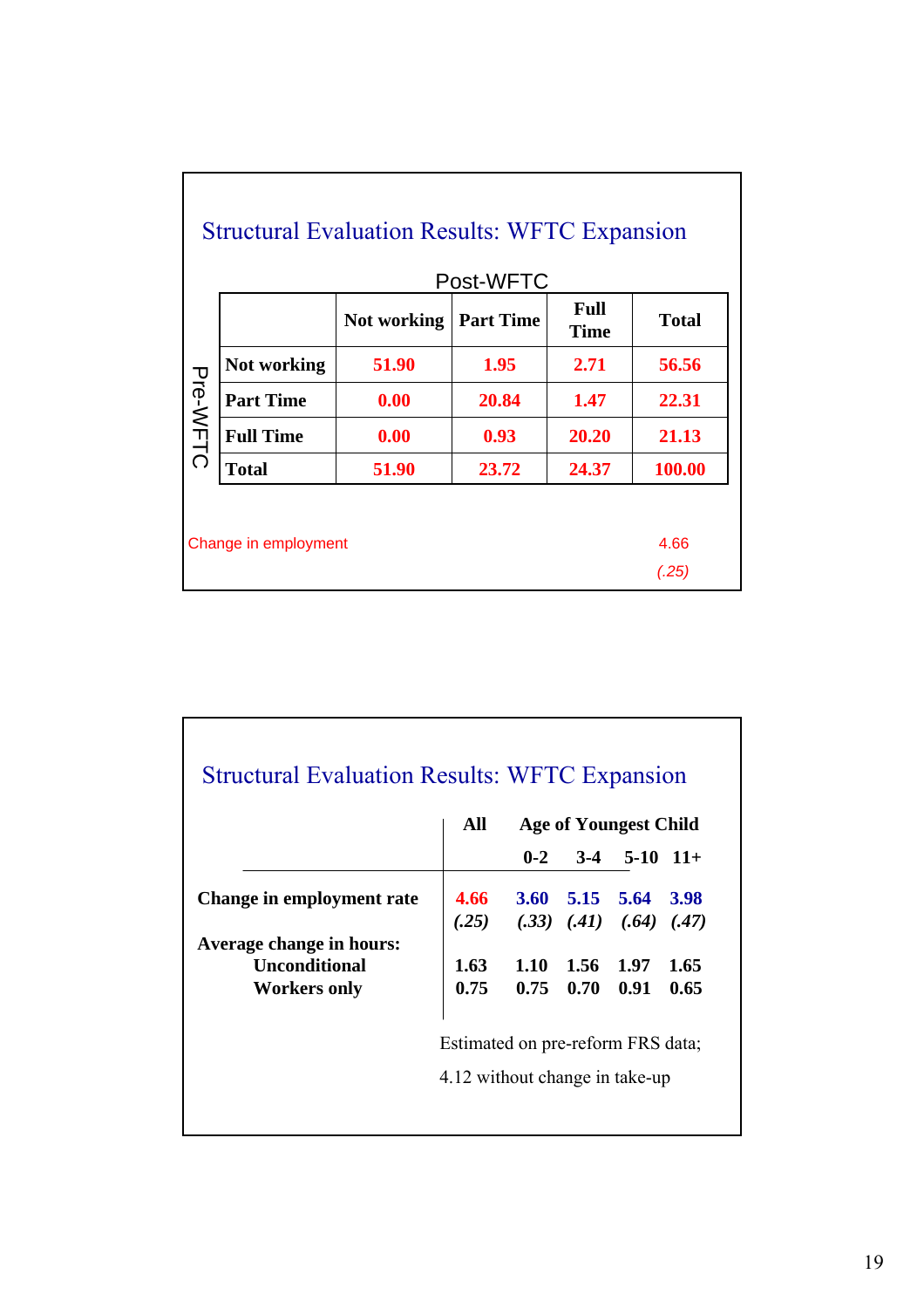## Structural Evaluation Results: WFTC Expansion

Post-WFTC (columns) / Pre-WFTC (rows)

| Pre-WFTC \ Post-WFTC | Not working | Part Time | Full Time | Total |
|---|---|---|---|---|
| Not working | 51.90 | 1.95 | 2.71 | 56.56 |
| Part Time | 0.00 | 20.84 | 1.47 | 22.31 |
| Full Time | 0.00 | 0.93 | 20.20 | 21.13 |
| Total | 51.90 | 23.72 | 24.37 | 100.00 |

Change in employment: 4.66 *(.25)*

## Structural Evaluation Results: WFTC Expansion

| | All | Age of Youngest Child: 0-2 | 3-4 | 5-10 | 11+ |
|---|---|---|---|---|---|
| **Change in employment rate** | **4.66** | **3.60** | **5.15** | **5.64** | **3.98** |
| | *(.25)* | *(.33)* | *(.41)* | *(.64)* | *(.47)* |
| **Average change in hours:** | | | | | |
| **Unconditional** | **1.63** | **1.10** | **1.56** | **1.97** | **1.65** |
| **Workers only** | **0.75** | **0.75** | **0.70** | **0.91** | **0.65** |

Estimated on pre-reform FRS data;

4.12 without change in take-up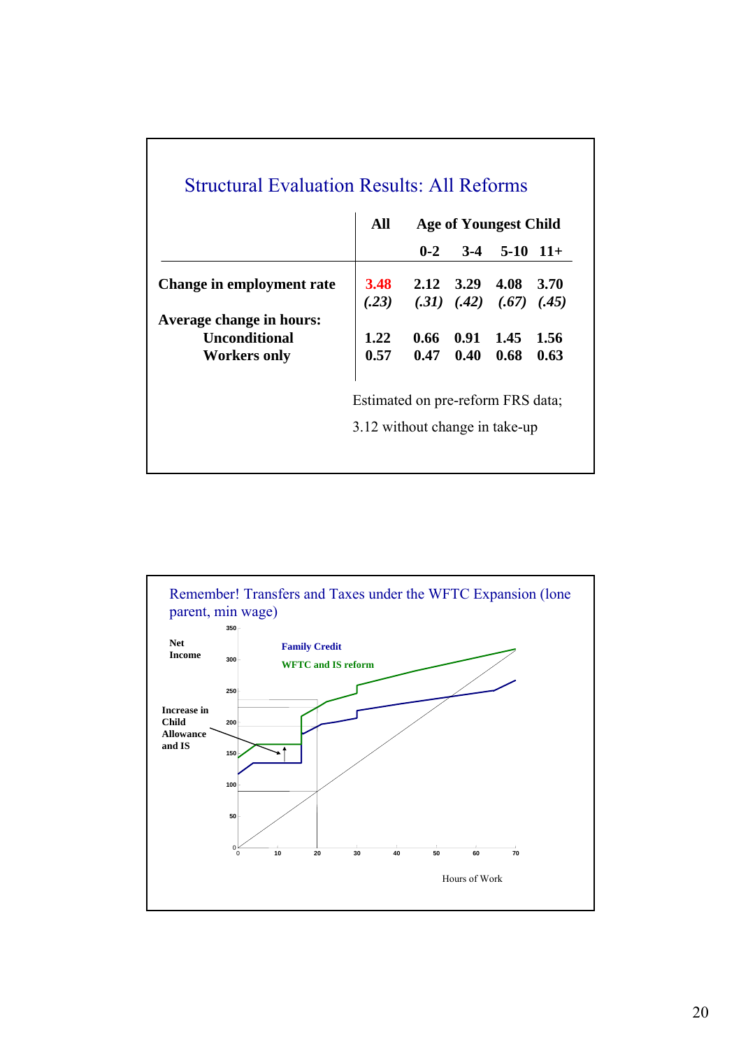## Structural Evaluation Results: All Reforms

| | All | Age of Youngest Child | | | |
|---|---|---|---|---|---|
| | | 0-2 | 3-4 | 5-10 | 11+ |
| **Change in employment rate** | **3.48** | **2.12** | **3.29** | **4.08** | **3.70** |
| | *(.23)* | *(.31)* | *(.42)* | *(.67)* | *(.45)* |
| **Average change in hours:** | | | | | |
| **Unconditional** | **1.22** | **0.66** | **0.91** | **1.45** | **1.56** |
| **Workers only** | **0.57** | **0.47** | **0.40** | **0.68** | **0.63** |

Estimated on pre-reform FRS data;

3.12 without change in take-up

## Remember! Transfers and Taxes under the WFTC Expansion (lone parent, min wage)

Net Income

Family Credit

WFTC and IS reform

Increase in Child Allowance and IS

Hours of Work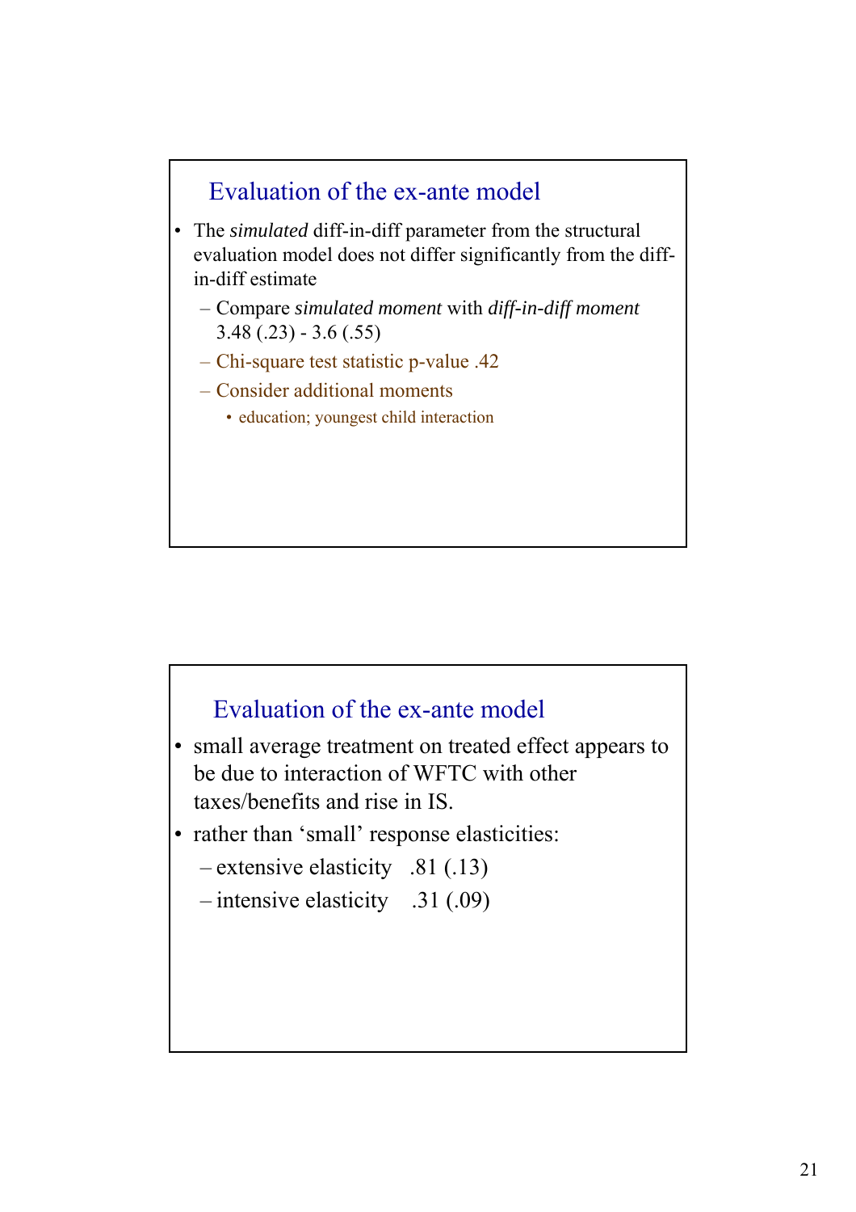## Evaluation of the ex-ante model

- The *simulated* diff-in-diff parameter from the structural evaluation model does not differ significantly from the diff-in-diff estimate
  - Compare *simulated moment* with *diff-in-diff moment* 3.48 (.23) - 3.6 (.55)
  - Chi-square test statistic p-value .42
  - Consider additional moments
    - education; youngest child interaction

## Evaluation of the ex-ante model

- small average treatment on treated effect appears to be due to interaction of WFTC with other taxes/benefits and rise in IS.
- rather than 'small' response elasticities:
  - extensive elasticity .81 (.13)
  - intensive elasticity .31 (.09)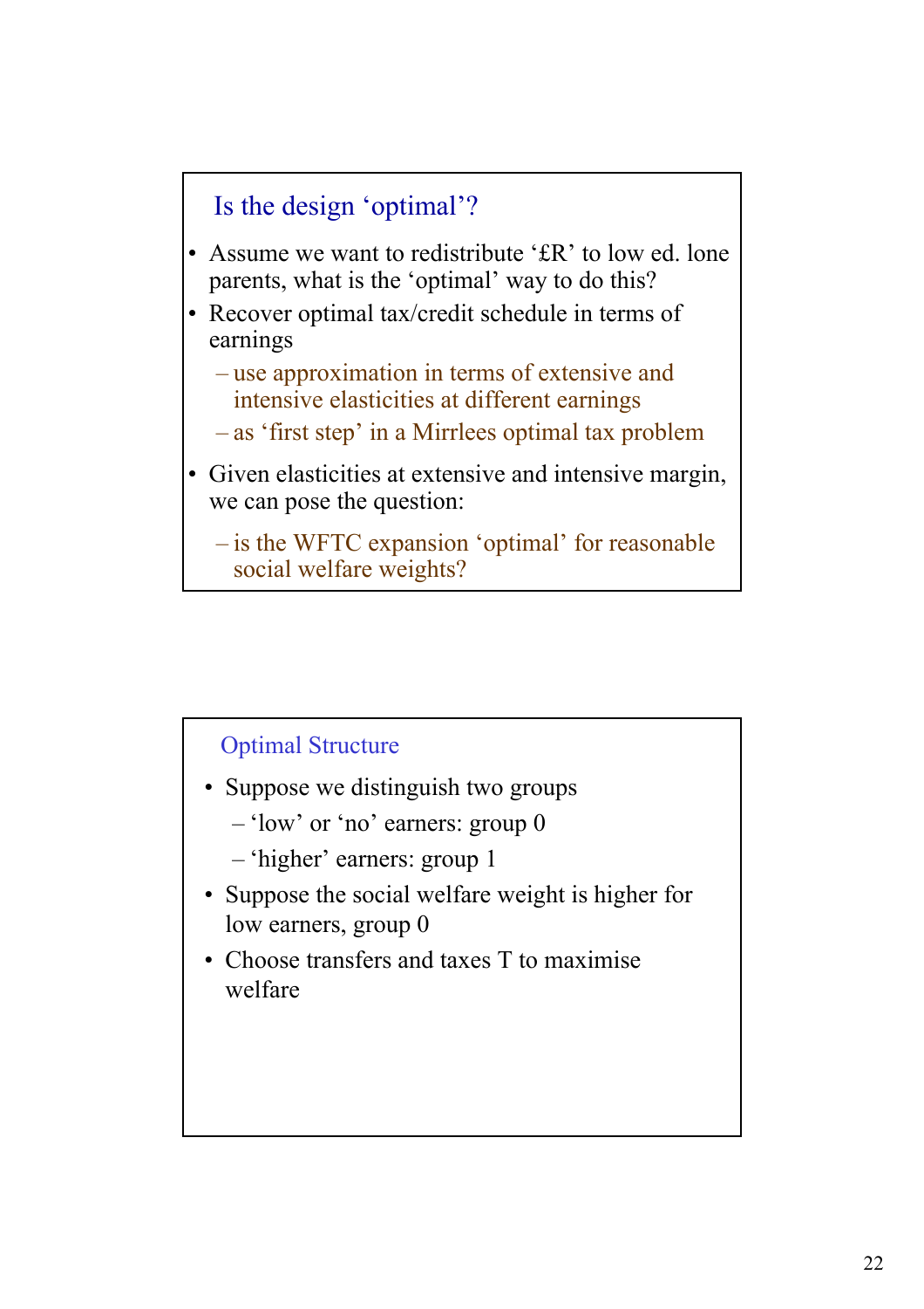## Is the design 'optimal'?

- Assume we want to redistribute '£R' to low ed. lone parents, what is the 'optimal' way to do this?
- Recover optimal tax/credit schedule in terms of earnings
  - use approximation in terms of extensive and intensive elasticities at different earnings
  - as 'first step' in a Mirrlees optimal tax problem
- Given elasticities at extensive and intensive margin, we can pose the question:
  - is the WFTC expansion 'optimal' for reasonable social welfare weights?

## Optimal Structure

- Suppose we distinguish two groups
  - 'low' or 'no' earners: group 0
  - 'higher' earners: group 1
- Suppose the social welfare weight is higher for low earners, group 0
- Choose transfers and taxes T to maximise welfare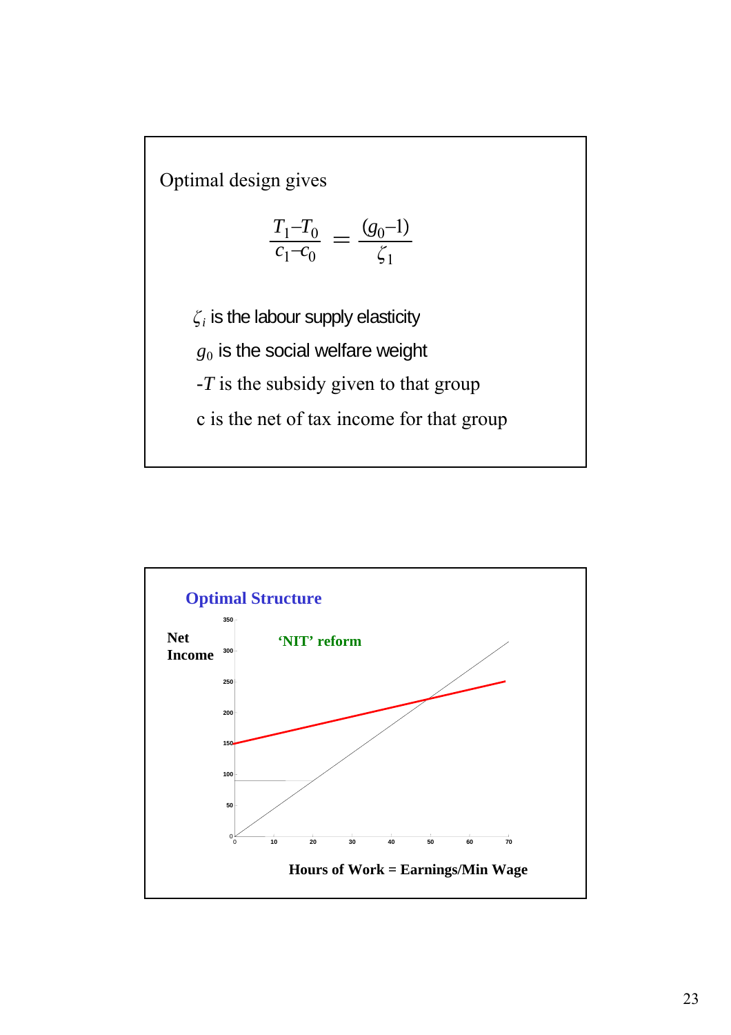Optimal design gives

$$\frac{T_1 - T_0}{c_1 - c_0} = \frac{(g_0 - 1)}{\zeta_1}$$

$\zeta_i$ is the labour supply elasticity

$g_0$ is the social welfare weight

$-T$ is the subsidy given to that group

c is the net of tax income for that group

## Optimal Structure

**Net Income**

**'NIT' reform**

**Hours of Work = Earnings/Min Wage**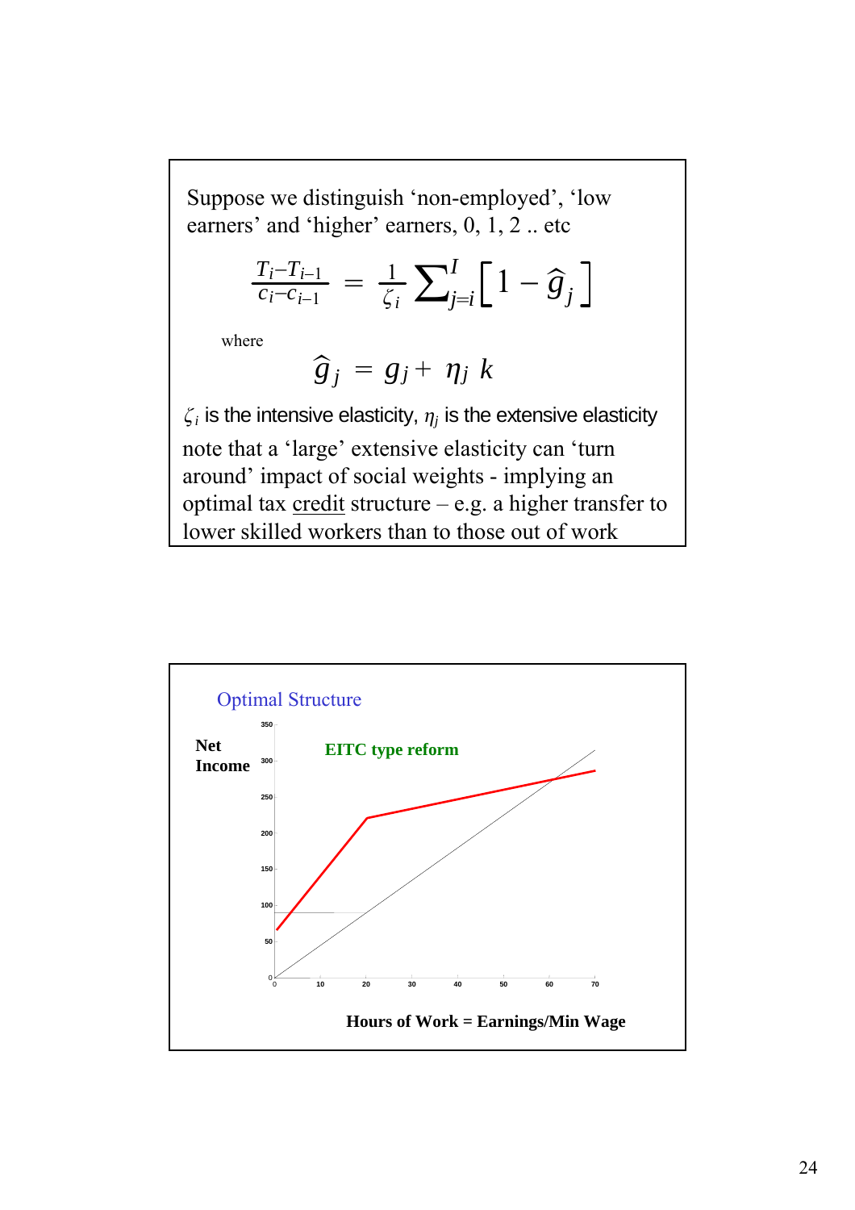Suppose we distinguish ‘non-employed’, ‘low earners’ and ‘higher’ earners, 0, 1, 2 .. etc

$$\frac{T_i - T_{i-1}}{c_i - c_{i-1}} = \frac{1}{\zeta_i} \sum_{j=i}^{I} \left[ 1 - \hat{g}_j \right]$$

where

$$\hat{g}_j = g_j + \eta_j \, k$$

$\zeta_i$ is the intensive elasticity, $\eta_j$ is the extensive elasticity

note that a ‘large’ extensive elasticity can ‘turn around’ impact of social weights - implying an optimal tax credit structure – e.g. a higher transfer to lower skilled workers than to those out of work

Optimal Structure

**Net Income**

**EITC type reform**

**Hours of Work = Earnings/Min Wage**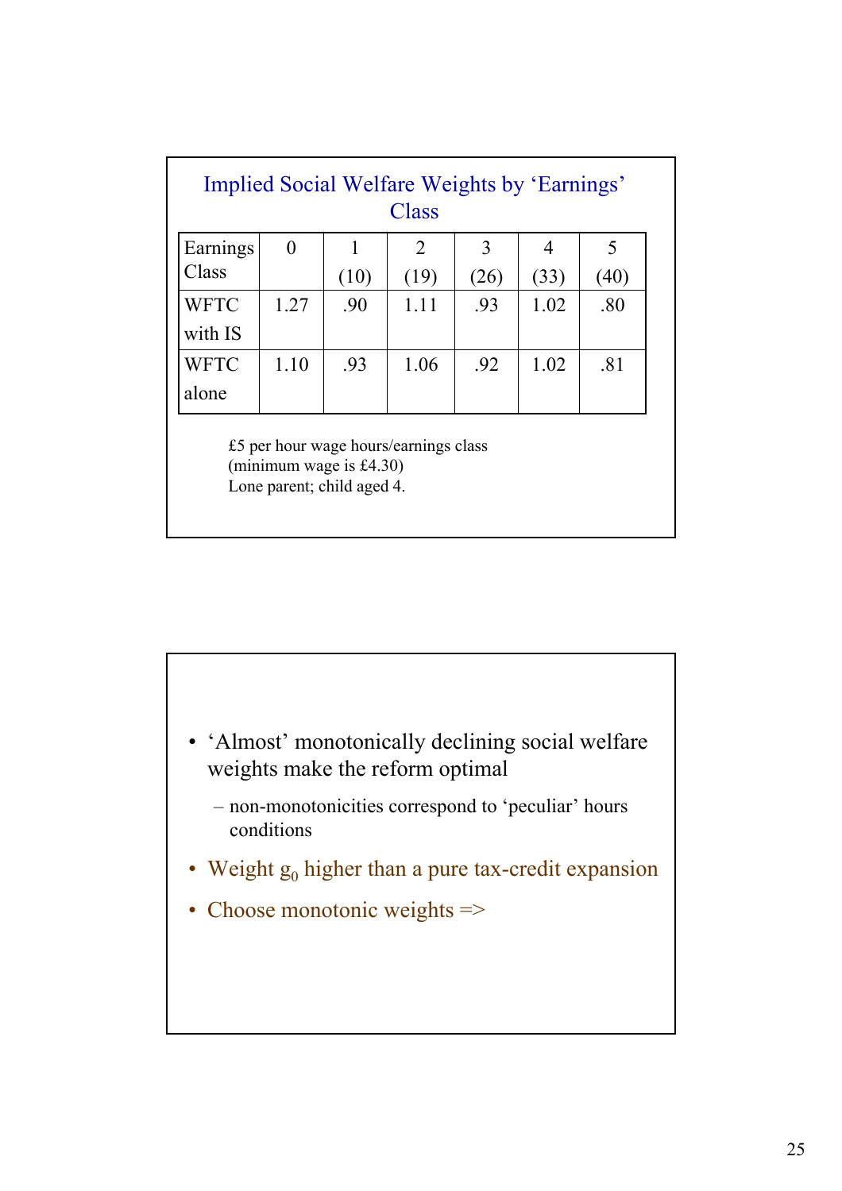## Implied Social Welfare Weights by 'Earnings' Class

| Earnings Class | 0 | 1 (10) | 2 (19) | 3 (26) | 4 (33) | 5 (40) |
|---|---|---|---|---|---|---|
| WFTC with IS | 1.27 | .90 | 1.11 | .93 | 1.02 | .80 |
| WFTC alone | 1.10 | .93 | 1.06 | .92 | 1.02 | .81 |

£5 per hour wage hours/earnings class
(minimum wage is £4.30)
Lone parent; child aged 4.

- 'Almost' monotonically declining social welfare weights make the reform optimal
  - non-monotonicities correspond to 'peculiar' hours conditions
- Weight $g_0$ higher than a pure tax-credit expansion
- Choose monotonic weights =>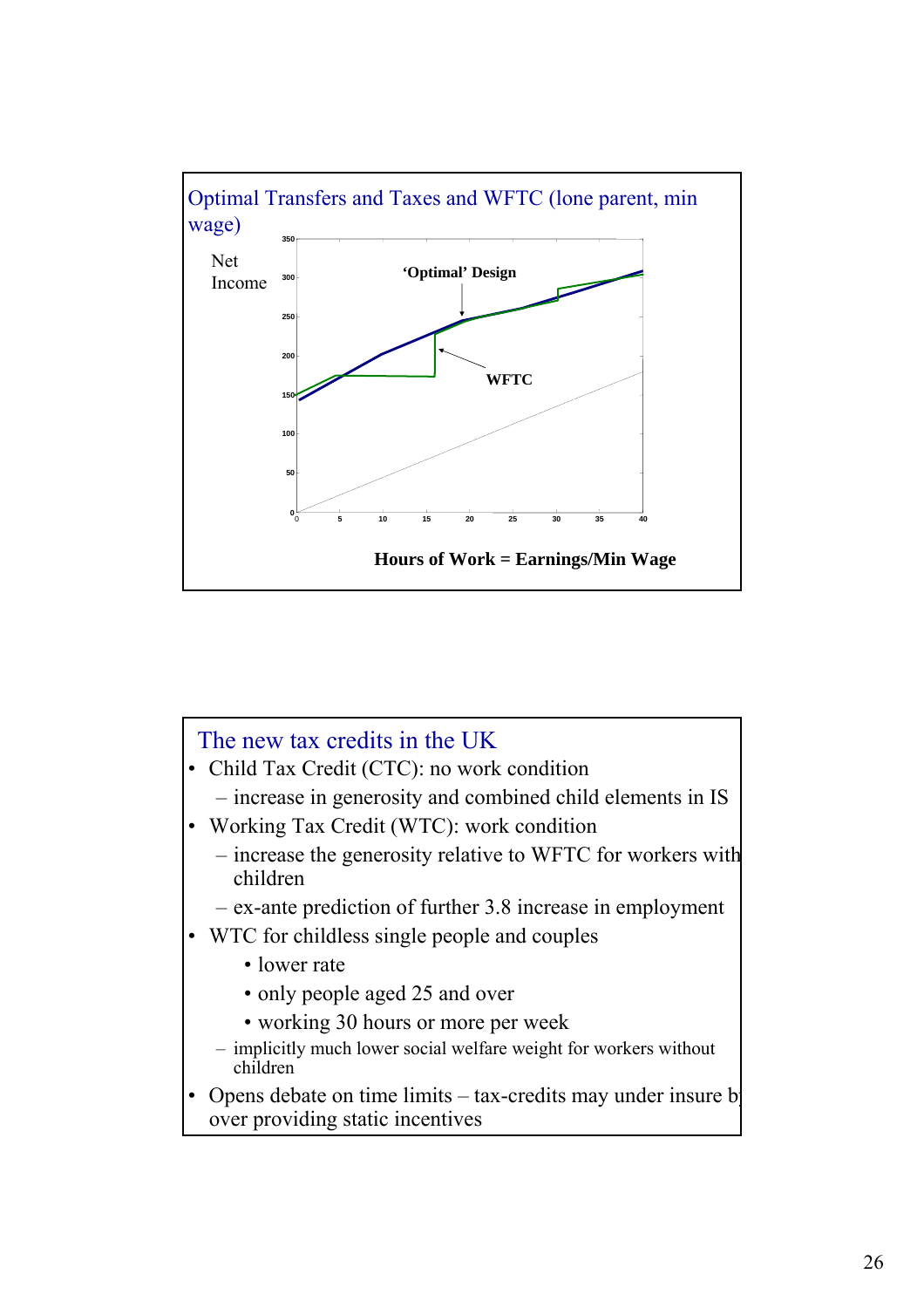## Optimal Transfers and Taxes and WFTC (lone parent, min wage)

Net Income

350

300

250

200

150

100

50

0

0 5 10 15 20 25 30 35 40

'Optimal' Design

WFTC

Hours of Work = Earnings/Min Wage

## The new tax credits in the UK

- Child Tax Credit (CTC): no work condition
  - increase in generosity and combined child elements in IS
- Working Tax Credit (WTC): work condition
  - increase the generosity relative to WFTC for workers with children
  - ex-ante prediction of further 3.8 increase in employment
- WTC for childless single people and couples
  - lower rate
  - only people aged 25 and over
  - working 30 hours or more per week
  - implicitly much lower social welfare weight for workers without children
- Opens debate on time limits – tax-credits may under insure b over providing static incentives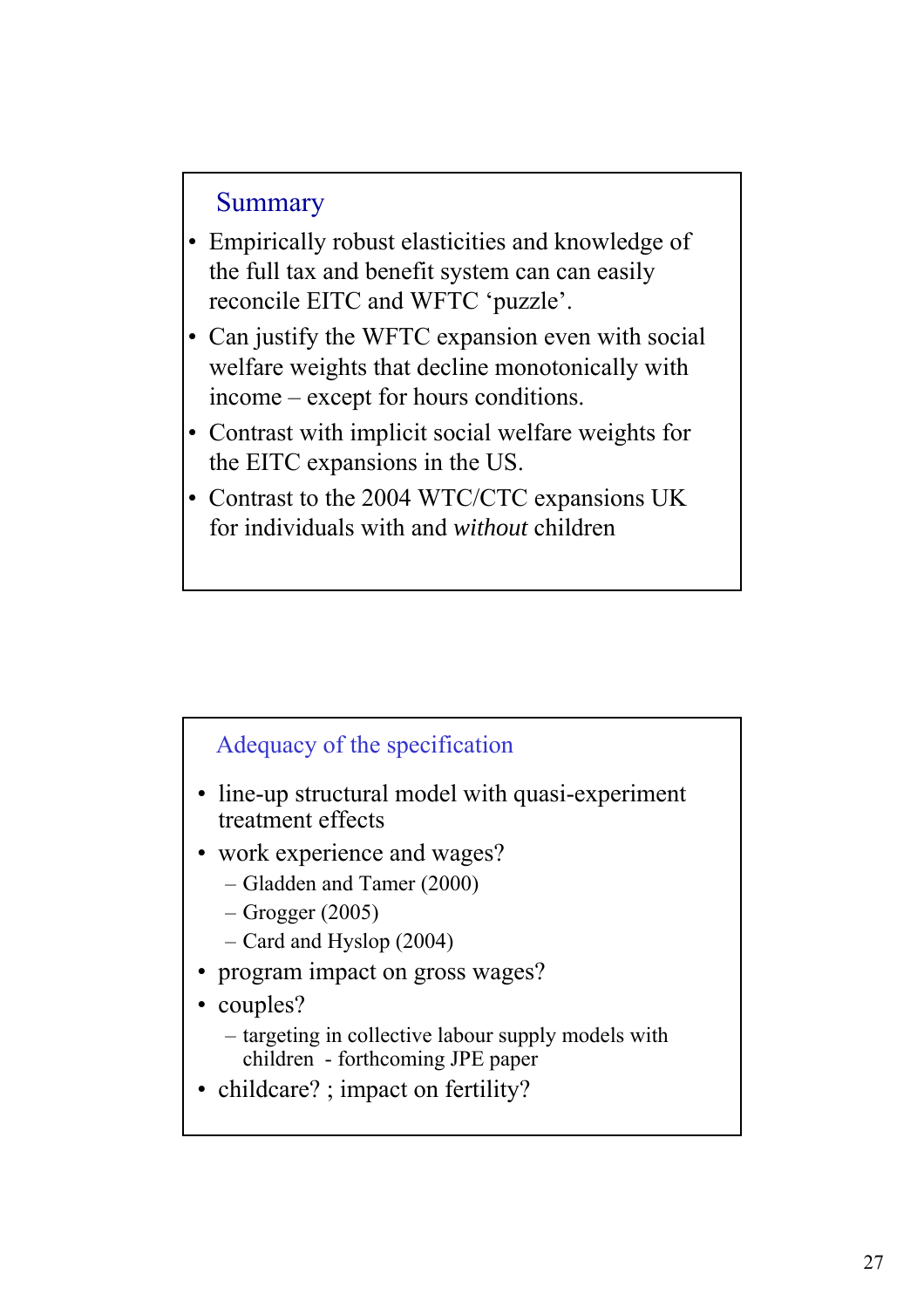## Summary

- Empirically robust elasticities and knowledge of the full tax and benefit system can can easily reconcile EITC and WFTC 'puzzle'.
- Can justify the WFTC expansion even with social welfare weights that decline monotonically with income – except for hours conditions.
- Contrast with implicit social welfare weights for the EITC expansions in the US.
- Contrast to the 2004 WTC/CTC expansions UK for individuals with and *without* children

## Adequacy of the specification

- line-up structural model with quasi-experiment treatment effects
- work experience and wages?
  - Gladden and Tamer (2000)
  - Grogger (2005)
  - Card and Hyslop (2004)
- program impact on gross wages?
- couples?
  - targeting in collective labour supply models with children - forthcoming JPE paper
- childcare? ; impact on fertility?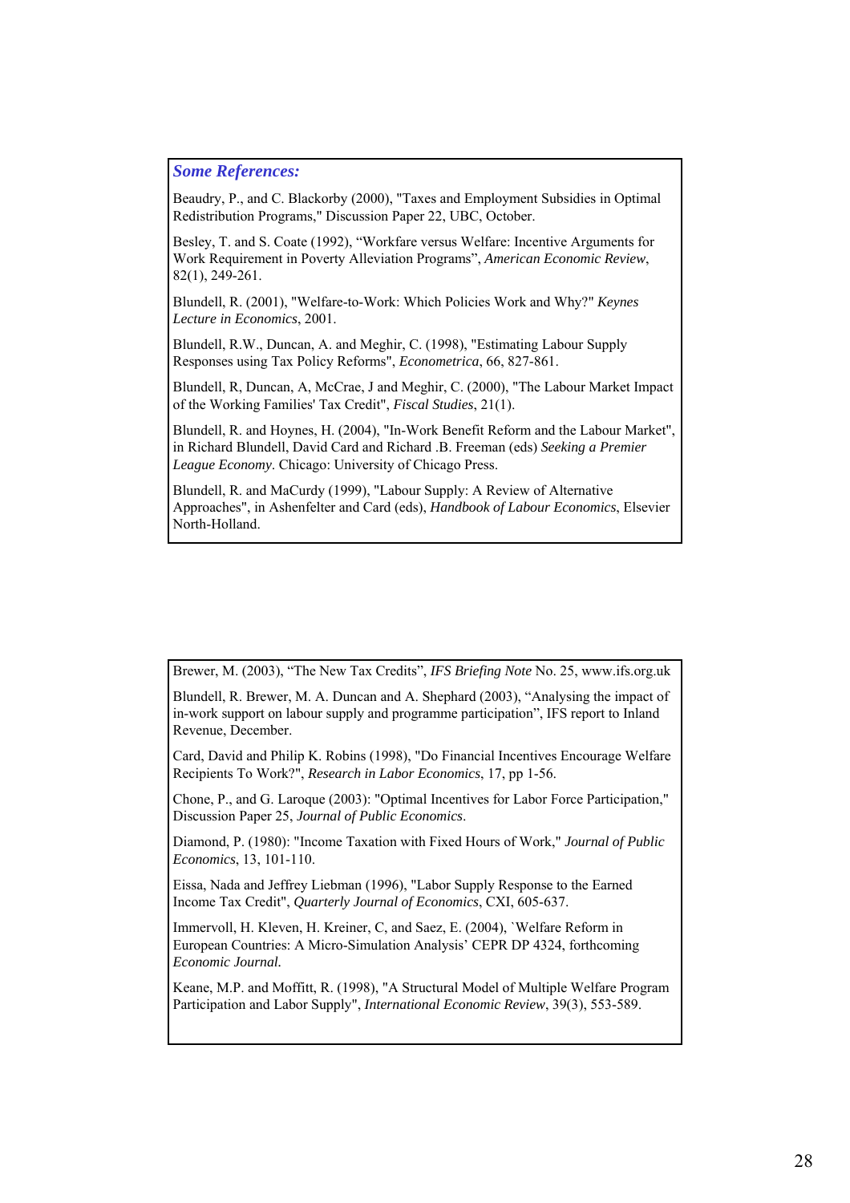***Some References:***

Beaudry, P., and C. Blackorby (2000), "Taxes and Employment Subsidies in Optimal Redistribution Programs," Discussion Paper 22, UBC, October.

Besley, T. and S. Coate (1992), "Workfare versus Welfare: Incentive Arguments for Work Requirement in Poverty Alleviation Programs", *American Economic Review*, 82(1), 249-261.

Blundell, R. (2001), "Welfare-to-Work: Which Policies Work and Why?" *Keynes Lecture in Economics*, 2001.

Blundell, R.W., Duncan, A. and Meghir, C. (1998), "Estimating Labour Supply Responses using Tax Policy Reforms", *Econometrica*, 66, 827-861.

Blundell, R, Duncan, A, McCrae, J and Meghir, C. (2000), "The Labour Market Impact of the Working Families' Tax Credit", *Fiscal Studies*, 21(1).

Blundell, R. and Hoynes, H. (2004), "In-Work Benefit Reform and the Labour Market", in Richard Blundell, David Card and Richard .B. Freeman (eds) *Seeking a Premier League Economy*. Chicago: University of Chicago Press.

Blundell, R. and MaCurdy (1999), "Labour Supply: A Review of Alternative Approaches", in Ashenfelter and Card (eds), *Handbook of Labour Economics*, Elsevier North-Holland.

Brewer, M. (2003), "The New Tax Credits", *IFS Briefing Note* No. 25, www.ifs.org.uk

Blundell, R. Brewer, M. A. Duncan and A. Shephard (2003), "Analysing the impact of in-work support on labour supply and programme participation", IFS report to Inland Revenue, December.

Card, David and Philip K. Robins (1998), "Do Financial Incentives Encourage Welfare Recipients To Work?", *Research in Labor Economics*, 17, pp 1-56.

Chone, P., and G. Laroque (2003): "Optimal Incentives for Labor Force Participation," Discussion Paper 25, *Journal of Public Economics*.

Diamond, P. (1980): "Income Taxation with Fixed Hours of Work," *Journal of Public Economics*, 13, 101-110.

Eissa, Nada and Jeffrey Liebman (1996), "Labor Supply Response to the Earned Income Tax Credit", *Quarterly Journal of Economics*, CXI, 605-637.

Immervoll, H. Kleven, H. Kreiner, C, and Saez, E. (2004), `Welfare Reform in European Countries: A Micro-Simulation Analysis' CEPR DP 4324, forthcoming *Economic Journal.*

Keane, M.P. and Moffitt, R. (1998), "A Structural Model of Multiple Welfare Program Participation and Labor Supply", *International Economic Review*, 39(3), 553-589.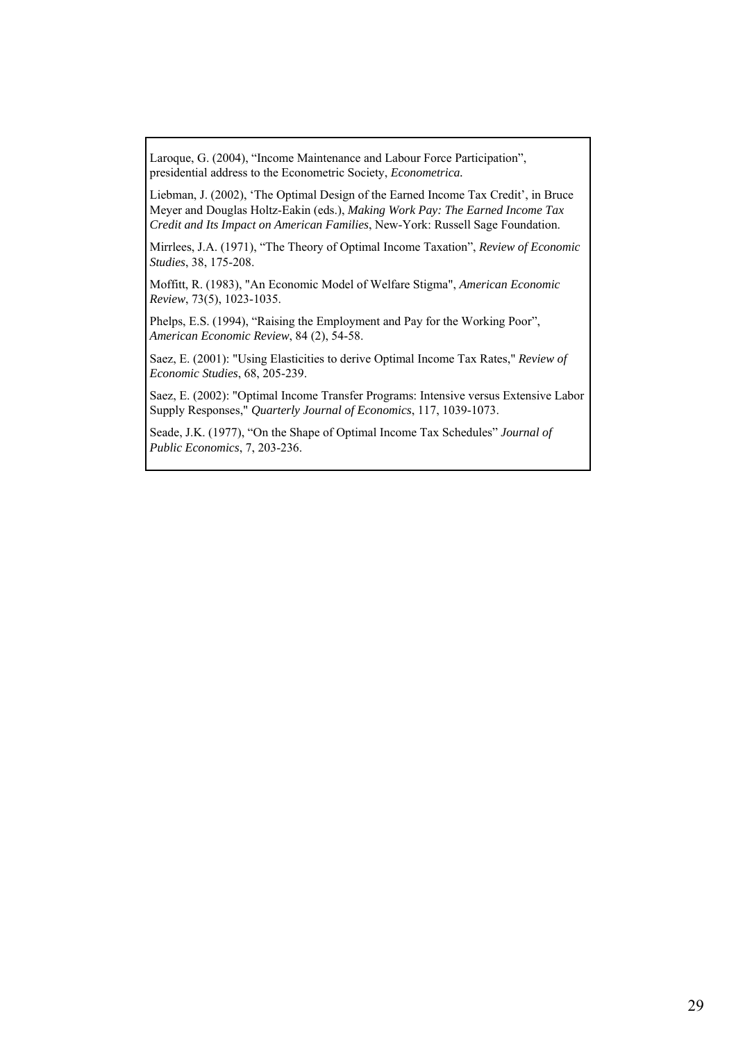Laroque, G. (2004), “Income Maintenance and Labour Force Participation”, presidential address to the Econometric Society, *Econometrica.*

Liebman, J. (2002), ‘The Optimal Design of the Earned Income Tax Credit’, in Bruce Meyer and Douglas Holtz-Eakin (eds.), *Making Work Pay: The Earned Income Tax Credit and Its Impact on American Families*, New-York: Russell Sage Foundation.

Mirrlees, J.A. (1971), “The Theory of Optimal Income Taxation”, *Review of Economic Studies*, 38, 175-208.

Moffitt, R. (1983), "An Economic Model of Welfare Stigma", *American Economic Review*, 73(5), 1023-1035.

Phelps, E.S. (1994), “Raising the Employment and Pay for the Working Poor”, *American Economic Review*, 84 (2), 54-58.

Saez, E. (2001): "Using Elasticities to derive Optimal Income Tax Rates," *Review of Economic Studies*, 68, 205-239.

Saez, E. (2002): "Optimal Income Transfer Programs: Intensive versus Extensive Labor Supply Responses," *Quarterly Journal of Economics*, 117, 1039-1073.

Seade, J.K. (1977), “On the Shape of Optimal Income Tax Schedules” *Journal of Public Economics*, 7, 203-236.